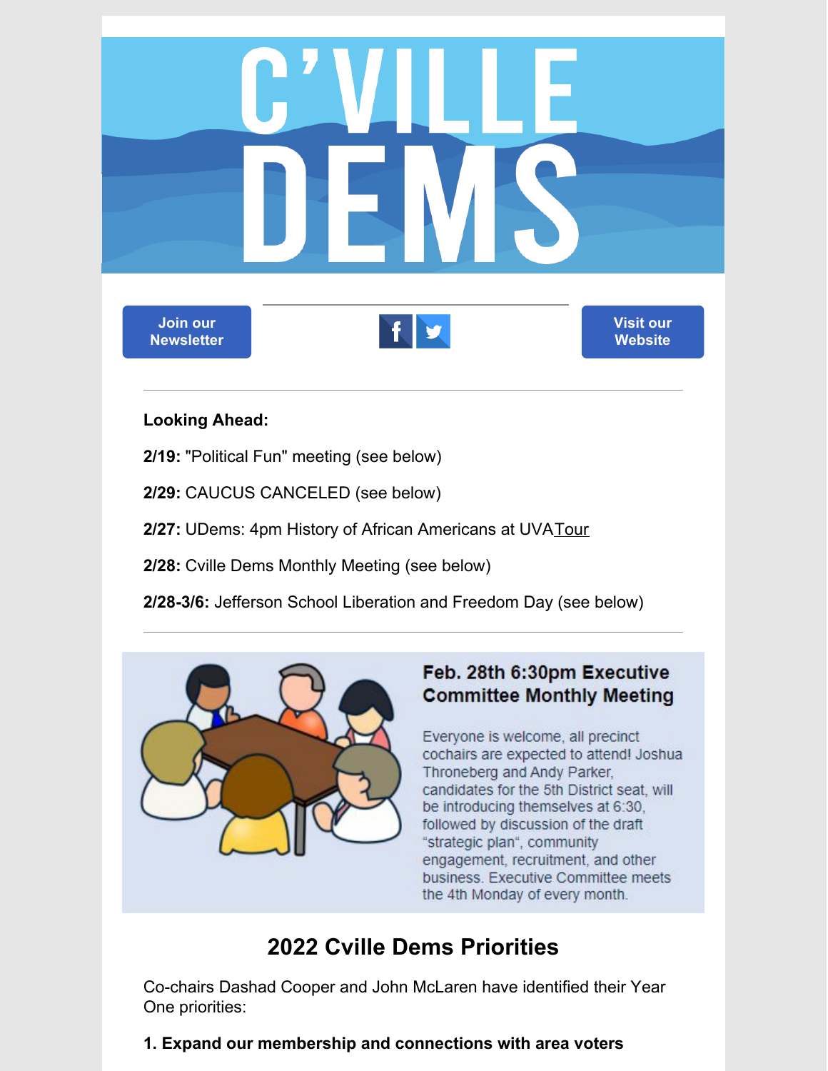# C'VILLE DEMS

Join our Newsletter

Visit our Website

**Looking Ahead:**

**2/19:** "Political Fun" meeting (see below)

**2/29:** CAUCUS CANCELED (see below)

**2/27:** UDems: 4pm History of African Americans at UVA Tour

**2/28:** Cville Dems Monthly Meeting (see below)

**2/28-3/6:** Jefferson School Liberation and Freedom Day (see below)

---

**Feb. 28th 6:30pm Executive Committee Monthly Meeting**

Everyone is welcome, all precinct cochairs are expected to attend! Joshua Throneberg and Andy Parker, candidates for the 5th District seat, will be introducing themselves at 6:30, followed by discussion of the draft "strategic plan", community engagement, recruitment, and other business. Executive Committee meets the 4th Monday of every month.

## 2022 Cville Dems Priorities

Co-chairs Dashad Cooper and John McLaren have identified their Year One priorities:

**1. Expand our membership and connections with area voters**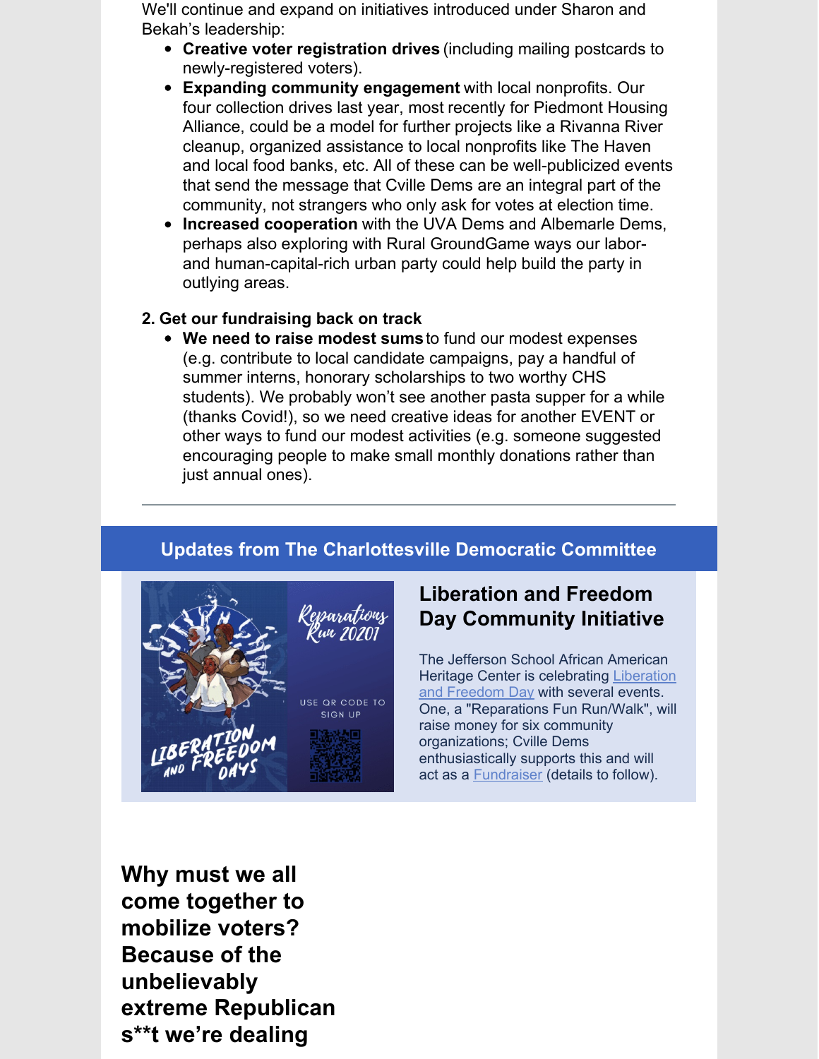We'll continue and expand on initiatives introduced under Sharon and Bekah's leadership:

- **Creative voter registration drives** (including mailing postcards to newly-registered voters).
- **Expanding community engagement** with local nonprofits. Our four collection drives last year, most recently for Piedmont Housing Alliance, could be a model for further projects like a Rivanna River cleanup, organized assistance to local nonprofits like The Haven and local food banks, etc. All of these can be well-publicized events that send the message that Cville Dems are an integral part of the community, not strangers who only ask for votes at election time.
- **Increased cooperation** with the UVA Dems and Albemarle Dems, perhaps also exploring with Rural GroundGame ways our labor- and human-capital-rich urban party could help build the party in outlying areas.

**2. Get our fundraising back on track**

- **We need to raise modest sums** to fund our modest expenses (e.g. contribute to local candidate campaigns, pay a handful of summer interns, honorary scholarships to two worthy CHS students). We probably won't see another pasta supper for a while (thanks Covid!), so we need creative ideas for another EVENT or other ways to fund our modest activities (e.g. someone suggested encouraging people to make small monthly donations rather than just annual ones).

---

## Updates from The Charlottesville Democratic Committee

Reparations Run 2020!

USE QR CODE TO SIGN UP

LIBERATION AND FREEDOM DAYS

### Liberation and Freedom Day Community Initiative

The Jefferson School African American Heritage Center is celebrating Liberation and Freedom Day with several events. One, a "Reparations Fun Run/Walk", will raise money for six community organizations; Cville Dems enthusiastically supports this and will act as a Fundraiser (details to follow).

## Why must we all come together to mobilize voters? Because of the unbelievably extreme Republican s**t we're dealing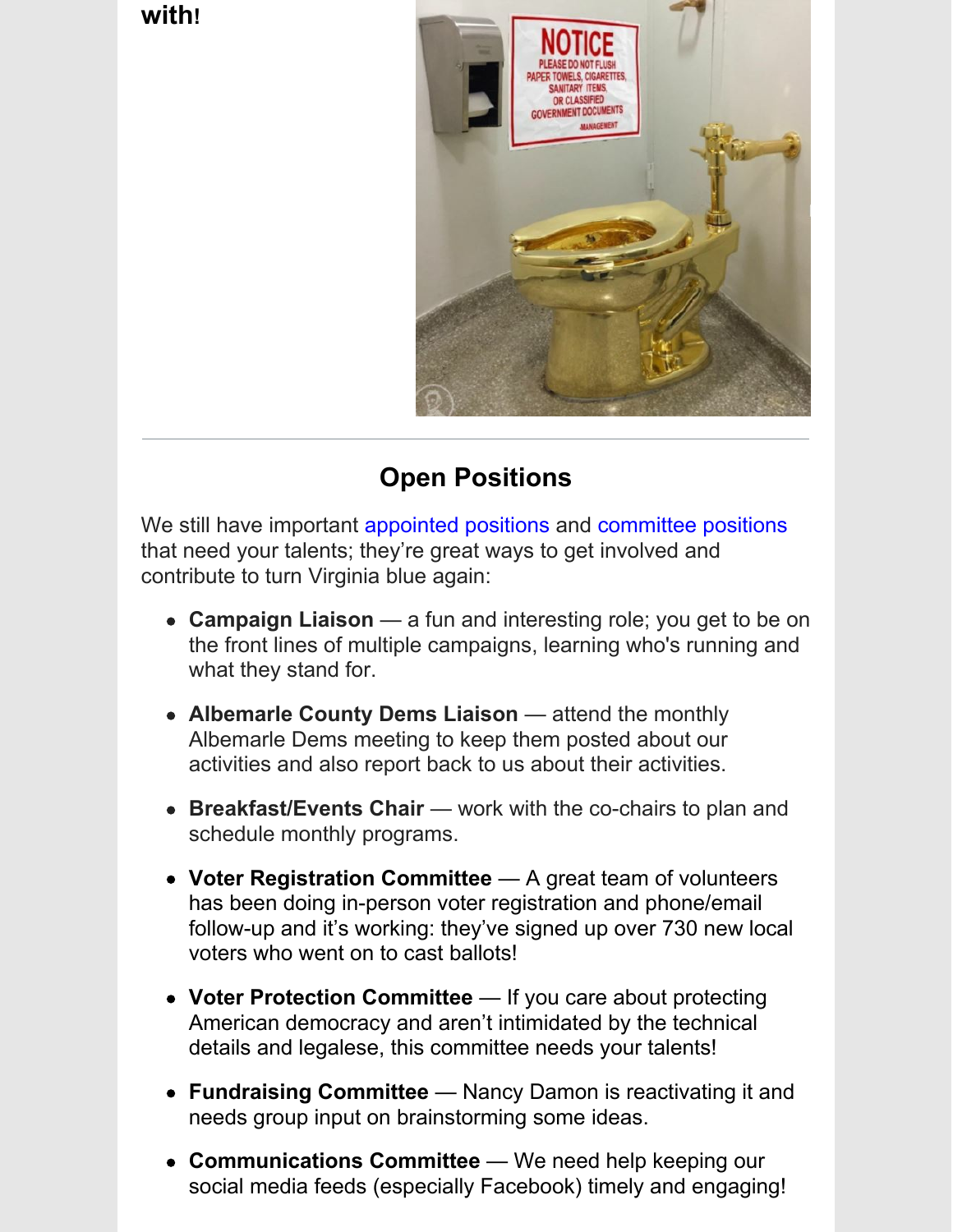**with!**

---

## Open Positions

We still have important appointed positions and committee positions that need your talents; they're great ways to get involved and contribute to turn Virginia blue again:

- **Campaign Liaison** — a fun and interesting role; you get to be on the front lines of multiple campaigns, learning who's running and what they stand for.
- **Albemarle County Dems Liaison** — attend the monthly Albemarle Dems meeting to keep them posted about our activities and also report back to us about their activities.
- **Breakfast/Events Chair** — work with the co-chairs to plan and schedule monthly programs.
- **Voter Registration Committee** — A great team of volunteers has been doing in-person voter registration and phone/email follow-up and it's working: they've signed up over 730 new local voters who went on to cast ballots!
- **Voter Protection Committee** — If you care about protecting American democracy and aren't intimidated by the technical details and legalese, this committee needs your talents!
- **Fundraising Committee** — Nancy Damon is reactivating it and needs group input on brainstorming some ideas.
- **Communications Committee** — We need help keeping our social media feeds (especially Facebook) timely and engaging!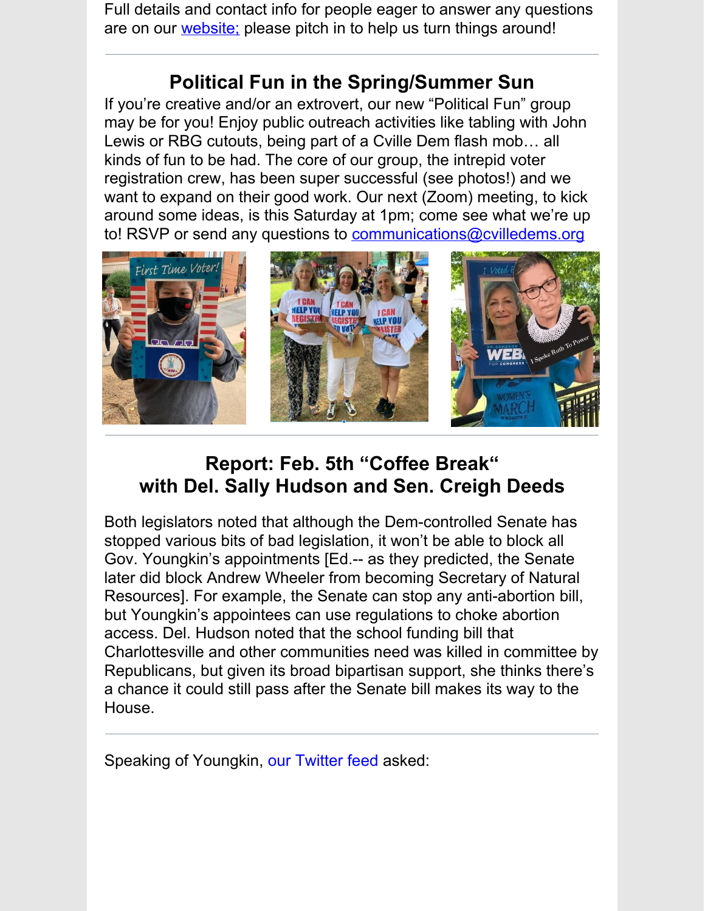Full details and contact info for people eager to answer any questions are on our website; please pitch in to help us turn things around!

---

## Political Fun in the Spring/Summer Sun

If you're creative and/or an extrovert, our new "Political Fun" group may be for you! Enjoy public outreach activities like tabling with John Lewis or RBG cutouts, being part of a Cville Dem flash mob… all kinds of fun to be had. The core of our group, the intrepid voter registration crew, has been super successful (see photos!) and we want to expand on their good work. Our next (Zoom) meeting, to kick around some ideas, is this Saturday at 1pm; come see what we're up to! RSVP or send any questions to communications@cvilledems.org

---

## Report: Feb. 5th "Coffee Break" with Del. Sally Hudson and Sen. Creigh Deeds

Both legislators noted that although the Dem-controlled Senate has stopped various bits of bad legislation, it won't be able to block all Gov. Youngkin's appointments [Ed.-- as they predicted, the Senate later did block Andrew Wheeler from becoming Secretary of Natural Resources]. For example, the Senate can stop any anti-abortion bill, but Youngkin's appointees can use regulations to choke abortion access. Del. Hudson noted that the school funding bill that Charlottesville and other communities need was killed in committee by Republicans, but given its broad bipartisan support, she thinks there's a chance it could still pass after the Senate bill makes its way to the House.

---

Speaking of Youngkin, our Twitter feed asked: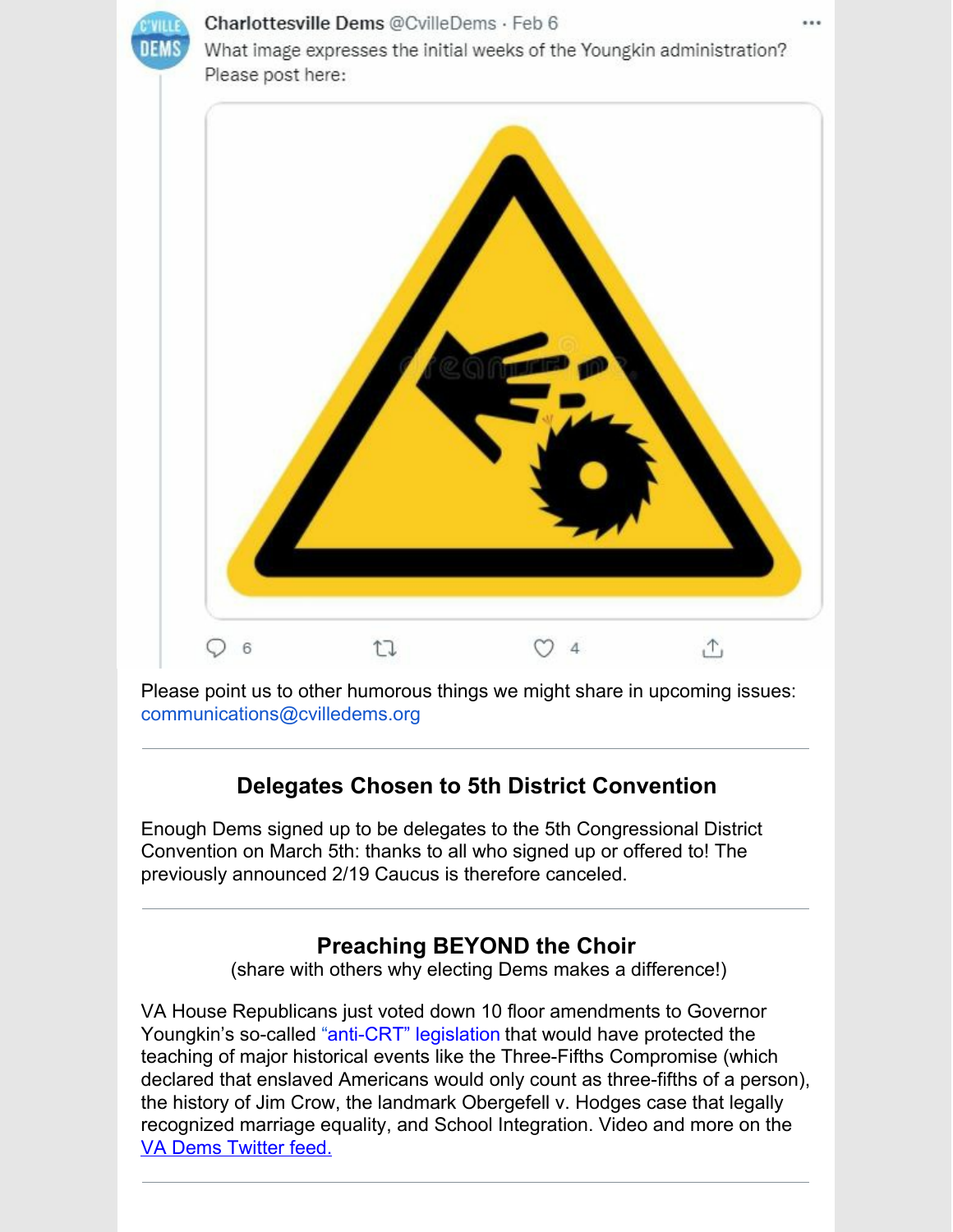Charlottesville Dems @CvilleDems · Feb 6

What image expresses the initial weeks of the Youngkin administration? Please post here:

6 4

Please point us to other humorous things we might share in upcoming issues: communications@cvilledems.org

---

## Delegates Chosen to 5th District Convention

Enough Dems signed up to be delegates to the 5th Congressional District Convention on March 5th: thanks to all who signed up or offered to! The previously announced 2/19 Caucus is therefore canceled.

---

## Preaching BEYOND the Choir

(share with others why electing Dems makes a difference!)

VA House Republicans just voted down 10 floor amendments to Governor Youngkin's so-called "anti-CRT" legislation that would have protected the teaching of major historical events like the Three-Fifths Compromise (which declared that enslaved Americans would only count as three-fifths of a person), the history of Jim Crow, the landmark Obergefell v. Hodges case that legally recognized marriage equality, and School Integration. Video and more on the VA Dems Twitter feed.

---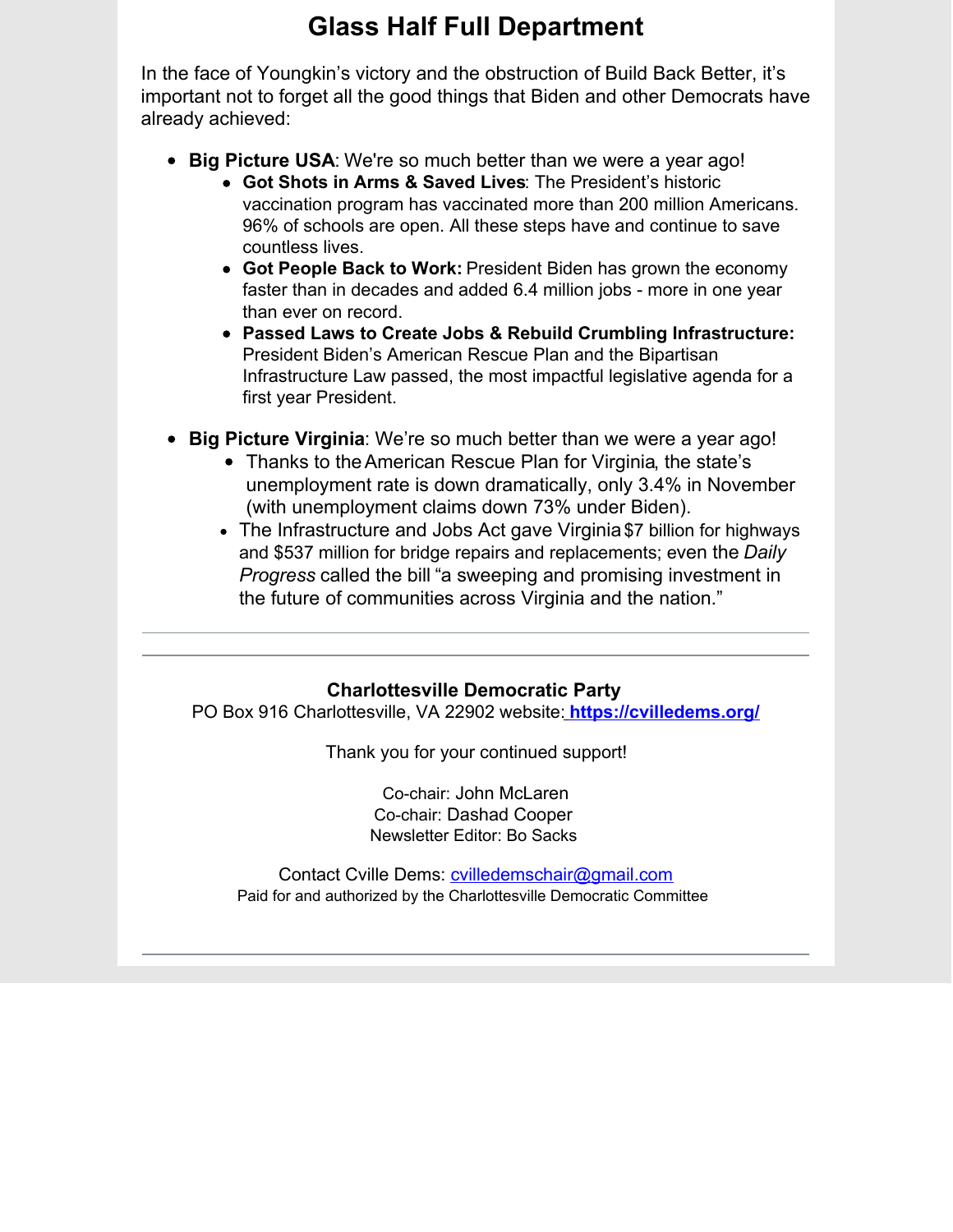# Glass Half Full Department

In the face of Youngkin's victory and the obstruction of Build Back Better, it's important not to forget all the good things that Biden and other Democrats have already achieved:

- **Big Picture USA**: We're so much better than we were a year ago!
  - **Got Shots in Arms & Saved Lives**: The President's historic vaccination program has vaccinated more than 200 million Americans. 96% of schools are open. All these steps have and continue to save countless lives.
  - **Got People Back to Work:** President Biden has grown the economy faster than in decades and added 6.4 million jobs - more in one year than ever on record.
  - **Passed Laws to Create Jobs & Rebuild Crumbling Infrastructure:** President Biden's American Rescue Plan and the Bipartisan Infrastructure Law passed, the most impactful legislative agenda for a first year President.

- **Big Picture Virginia**: We're so much better than we were a year ago!
  - Thanks to the American Rescue Plan for Virginia, the state's unemployment rate is down dramatically, only 3.4% in November (with unemployment claims down 73% under Biden).
  - The Infrastructure and Jobs Act gave Virginia $7 billion for highways and $537 million for bridge repairs and replacements; even the *Daily Progress* called the bill "a sweeping and promising investment in the future of communities across Virginia and the nation."

---

**Charlottesville Democratic Party**
PO Box 916 Charlottesville, VA 22902 website: **https://cvilledems.org/**

Thank you for your continued support!

Co-chair: John McLaren
Co-chair: Dashad Cooper
Newsletter Editor: Bo Sacks

Contact Cville Dems: cvilledemschair@gmail.com
Paid for and authorized by the Charlottesville Democratic Committee